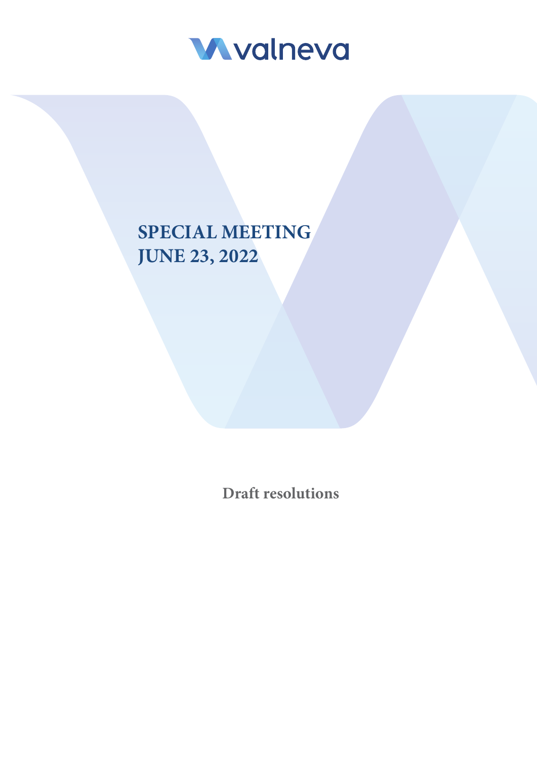valneva

# SPECIAL MEETING
# JUNE 23, 2022

**Draft resolutions**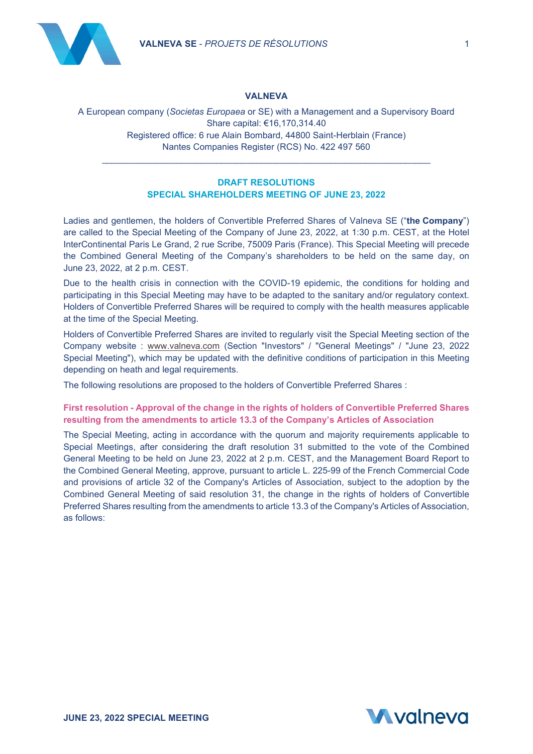**VALNEVA**

A European company (*Societas Europaea* or SE) with a Management and a Supervisory Board
Share capital: €16,170,314.40
Registered office: 6 rue Alain Bombard, 44800 Saint-Herblain (France)
Nantes Companies Register (RCS) No. 422 497 560

---

## DRAFT RESOLUTIONS
## SPECIAL SHAREHOLDERS MEETING OF JUNE 23, 2022

Ladies and gentlemen, the holders of Convertible Preferred Shares of Valneva SE ("**the Company**") are called to the Special Meeting of the Company of June 23, 2022, at 1:30 p.m. CEST, at the Hotel InterContinental Paris Le Grand, 2 rue Scribe, 75009 Paris (France). This Special Meeting will precede the Combined General Meeting of the Company's shareholders to be held on the same day, on June 23, 2022, at 2 p.m. CEST.

Due to the health crisis in connection with the COVID-19 epidemic, the conditions for holding and participating in this Special Meeting may have to be adapted to the sanitary and/or regulatory context. Holders of Convertible Preferred Shares will be required to comply with the health measures applicable at the time of the Special Meeting.

Holders of Convertible Preferred Shares are invited to regularly visit the Special Meeting section of the Company website : www.valneva.com (Section "Investors" / "General Meetings" / "June 23, 2022 Special Meeting"), which may be updated with the definitive conditions of participation in this Meeting depending on heath and legal requirements.

The following resolutions are proposed to the holders of Convertible Preferred Shares :

### First resolution - Approval of the change in the rights of holders of Convertible Preferred Shares resulting from the amendments to article 13.3 of the Company's Articles of Association

The Special Meeting, acting in accordance with the quorum and majority requirements applicable to Special Meetings, after considering the draft resolution 31 submitted to the vote of the Combined General Meeting to be held on June 23, 2022 at 2 p.m. CEST, and the Management Board Report to the Combined General Meeting, approve, pursuant to article L. 225-99 of the French Commercial Code and provisions of article 32 of the Company's Articles of Association, subject to the adoption by the Combined General Meeting of said resolution 31, the change in the rights of holders of Convertible Preferred Shares resulting from the amendments to article 13.3 of the Company's Articles of Association, as follows: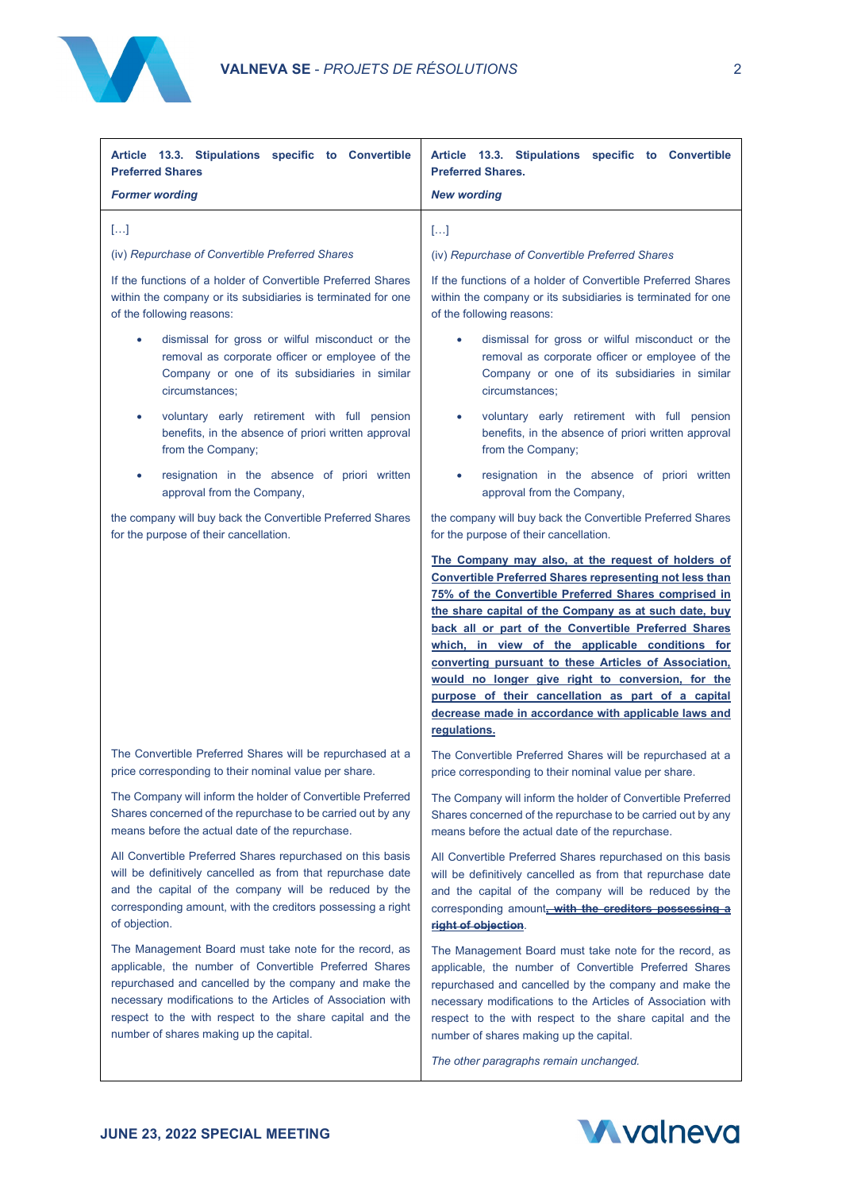| **Article 13.3. Stipulations specific to Convertible Preferred Shares**<br>***Former wording*** | **Article 13.3. Stipulations specific to Convertible Preferred Shares.**<br>***New wording*** |
| --- | --- |
| […] | […] |
| (iv) *Repurchase of Convertible Preferred Shares* | (iv) *Repurchase of Convertible Preferred Shares* |
| If the functions of a holder of Convertible Preferred Shares within the company or its subsidiaries is terminated for one of the following reasons: | If the functions of a holder of Convertible Preferred Shares within the company or its subsidiaries is terminated for one of the following reasons: |
| • dismissal for gross or wilful misconduct or the removal as corporate officer or employee of the Company or one of its subsidiaries in similar circumstances; | • dismissal for gross or wilful misconduct or the removal as corporate officer or employee of the Company or one of its subsidiaries in similar circumstances; |
| • voluntary early retirement with full pension benefits, in the absence of priori written approval from the Company; | • voluntary early retirement with full pension benefits, in the absence of priori written approval from the Company; |
| • resignation in the absence of priori written approval from the Company, | • resignation in the absence of priori written approval from the Company, |
| the company will buy back the Convertible Preferred Shares for the purpose of their cancellation. | the company will buy back the Convertible Preferred Shares for the purpose of their cancellation. |
| | <u>**The Company may also, at the request of holders of Convertible Preferred Shares representing not less than 75% of the Convertible Preferred Shares comprised in the share capital of the Company as at such date, buy back all or part of the Convertible Preferred Shares which, in view of the applicable conditions for converting pursuant to these Articles of Association, would no longer give right to conversion, for the purpose of their cancellation as part of a capital decrease made in accordance with applicable laws and regulations.**</u> |
| The Convertible Preferred Shares will be repurchased at a price corresponding to their nominal value per share. | The Convertible Preferred Shares will be repurchased at a price corresponding to their nominal value per share. |
| The Company will inform the holder of Convertible Preferred Shares concerned of the repurchase to be carried out by any means before the actual date of the repurchase. | The Company will inform the holder of Convertible Preferred Shares concerned of the repurchase to be carried out by any means before the actual date of the repurchase. |
| All Convertible Preferred Shares repurchased on this basis will be definitively cancelled as from that repurchase date and the capital of the company will be reduced by the corresponding amount, with the creditors possessing a right of objection. | All Convertible Preferred Shares repurchased on this basis will be definitively cancelled as from that repurchase date and the capital of the company will be reduced by the corresponding amount~~**, with the creditors possessing a right of objection**~~. |
| The Management Board must take note for the record, as applicable, the number of Convertible Preferred Shares repurchased and cancelled by the company and make the necessary modifications to the Articles of Association with respect to the with respect to the share capital and the number of shares making up the capital. | The Management Board must take note for the record, as applicable, the number of Convertible Preferred Shares repurchased and cancelled by the company and make the necessary modifications to the Articles of Association with respect to the with respect to the share capital and the number of shares making up the capital.<br>*The other paragraphs remain unchanged.* |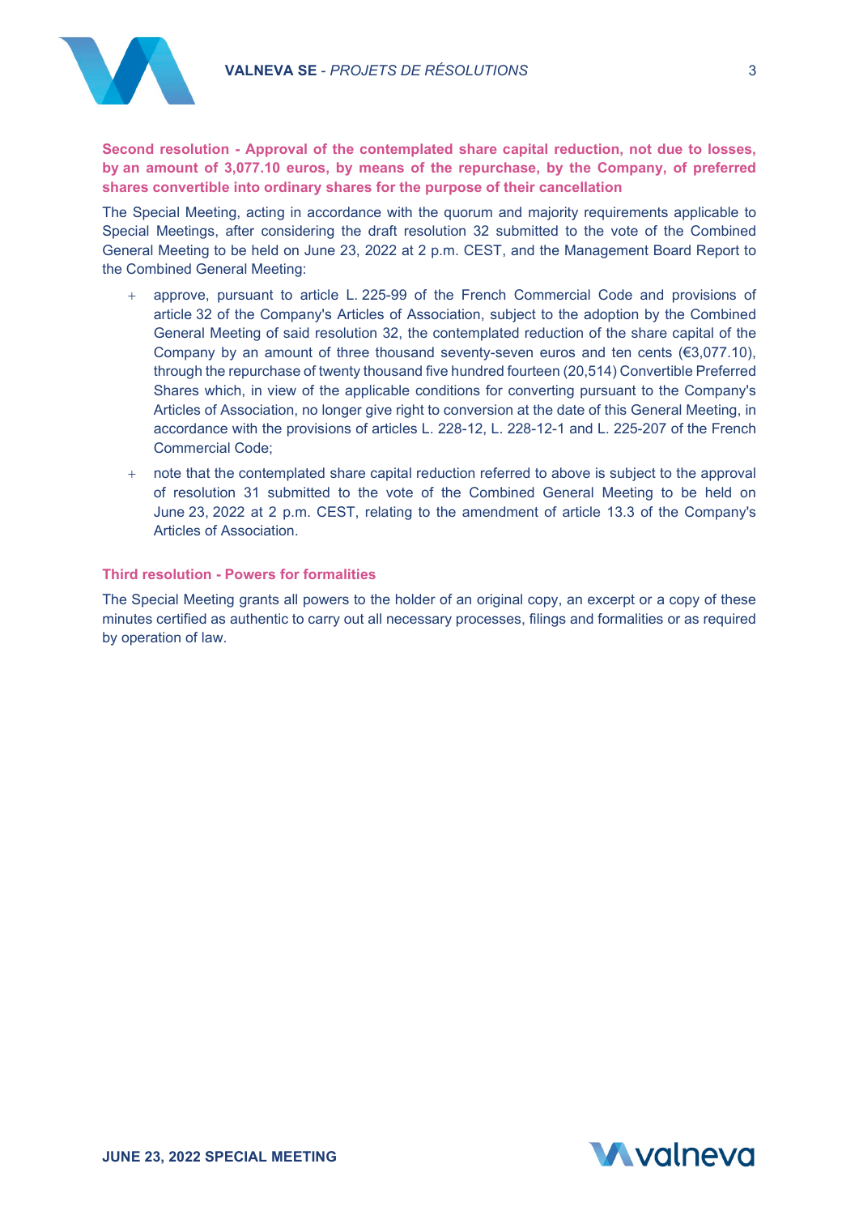### Second resolution - Approval of the contemplated share capital reduction, not due to losses, by an amount of 3,077.10 euros, by means of the repurchase, by the Company, of preferred shares convertible into ordinary shares for the purpose of their cancellation

The Special Meeting, acting in accordance with the quorum and majority requirements applicable to Special Meetings, after considering the draft resolution 32 submitted to the vote of the Combined General Meeting to be held on June 23, 2022 at 2 p.m. CEST, and the Management Board Report to the Combined General Meeting:

- approve, pursuant to article L. 225-99 of the French Commercial Code and provisions of article 32 of the Company's Articles of Association, subject to the adoption by the Combined General Meeting of said resolution 32, the contemplated reduction of the share capital of the Company by an amount of three thousand seventy-seven euros and ten cents (€3,077.10), through the repurchase of twenty thousand five hundred fourteen (20,514) Convertible Preferred Shares which, in view of the applicable conditions for converting pursuant to the Company's Articles of Association, no longer give right to conversion at the date of this General Meeting, in accordance with the provisions of articles L. 228-12, L. 228-12-1 and L. 225-207 of the French Commercial Code;
- note that the contemplated share capital reduction referred to above is subject to the approval of resolution 31 submitted to the vote of the Combined General Meeting to be held on June 23, 2022 at 2 p.m. CEST, relating to the amendment of article 13.3 of the Company's Articles of Association.

### Third resolution - Powers for formalities

The Special Meeting grants all powers to the holder of an original copy, an excerpt or a copy of these minutes certified as authentic to carry out all necessary processes, filings and formalities or as required by operation of law.